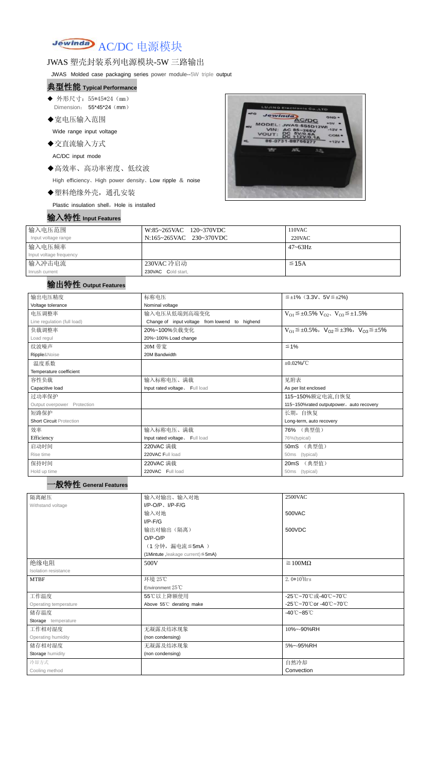# Jewinda AC/DC 电源模块

## JWAS 塑壳封装系列电源模块-5W 三路输出

JWAS Molded case packaging series power module--5W triple output

### 典型性能 Typical Performance

- ◆ 外形尺寸：55*45*24（mm）
  Dimension: 55*45*24（mm）
- ◆宽电压输入范围
  Wide range input voltage
- ◆交直流输入方式
  AC/DC input mode
- ◆高效率、高功率密度、低纹波
  High efficiency、High power density、Low ripple ＆ noise
- ◆塑料绝缘外壳，通孔安装
  Plastic insulation shell，Hole is installed

### 输入特性 Input Features

| 输入电压范围 Input voltage range | W:85~265VAC 120~370VDC N:165~265VAC 230~370VDC | 110VAC 220VAC |
|---|---|---|
| 输入电压频率 Input voltage frequency | | 47~63Hz |
| 输入冲击电流 Inrush current | 230VAC 冷启动 230VAC Cold start, | ≦15A |

### 输出特性 Output Features

| 输出电压精度 Voltage tolerance | 标称电压 Nominal voltage | ≦±1%（3.3V、5V≦±2%) |
|---|---|---|
| 电压调整率 Line regulation (full load) | 输入电压从低端到高端变化 Change of input voltage from lowend to highend | $V_{O1}$≦±0.5% $V_{O2}$、$V_{O3}$≦±1.5% |
| 负载调整率 Load regul | 20%~100%负载变化 20%~100% Load change | $V_{O1}$≦±0.5%，$V_{O2}$≦±3%，$V_{O3}$≦±5% |
| 纹波噪声 Ripple&Noise | 20M 带宽 20M Bandwidth | ≦1% |
| 温度系数 Temperature coefficient | | ±0.02%/℃ |
| 容性负载 Capacitive load | 输入标称电压、满载 Input rated voltage、Full load | 见附表 As per list enclosed |
| 过功率保护 Output overpower Protection | | 115~150%额定电流,自恢复 115~150%rated outputpower，auto recovery |
| 短路保护 Short Circuit Protection | | 长期，自恢复 Long-term, auto recovery |
| 效率 Efficiency | 输入标称电压、满载 Input rated voltage、Full load | 76% （典型值） 76%(typical) |
| 启动时间 Rise time | 220VAC 满载 220VAC Full load | 50mS （典型值） 50ms (typical) |
| 保持时间 Hold up time | 220VAC 满载 220VAC Full load | 20mS （典型值） 50ms (typical) |

### 一般特性 General Features

| 隔离耐压 Withstand voltage | 输入对输出、输入对地 I/P-O/P、I/P-F/G | 2500VAC |
|---|---|---|
| | 输入对地 I/P-F/G | 500VAC |
| | 输出对输出（隔离） O/P-O/P （1 分钟，漏电流≦5mA ） (1Mintute ,leakage current)≦5mA) | 500VDC |
| 绝缘电阻 Isolation resistance | 500V | ≧100MΩ |
| MTBF | 环境 25℃ Environment 25℃ | 2.0*10⁵Hrs |
| 工作温度 Operating temperature | 55℃以上降额使用 Above 55℃ derating make | -25℃~70℃或-40℃~70℃ -25℃~70℃or -40℃~70℃ |
| 储存温度 Storage temperature | | -40℃~85℃ |
| 工作相对湿度 Operating humidity | 无凝露及结冰现象 (non condensing) | 10%~-90%RH |
| 储存相对湿度 Storage humidity | 无凝露及结冰现象 (non condensing) | 5%~-95%RH |
| 冷却方式 Cooling method | | 自然冷却 Convection |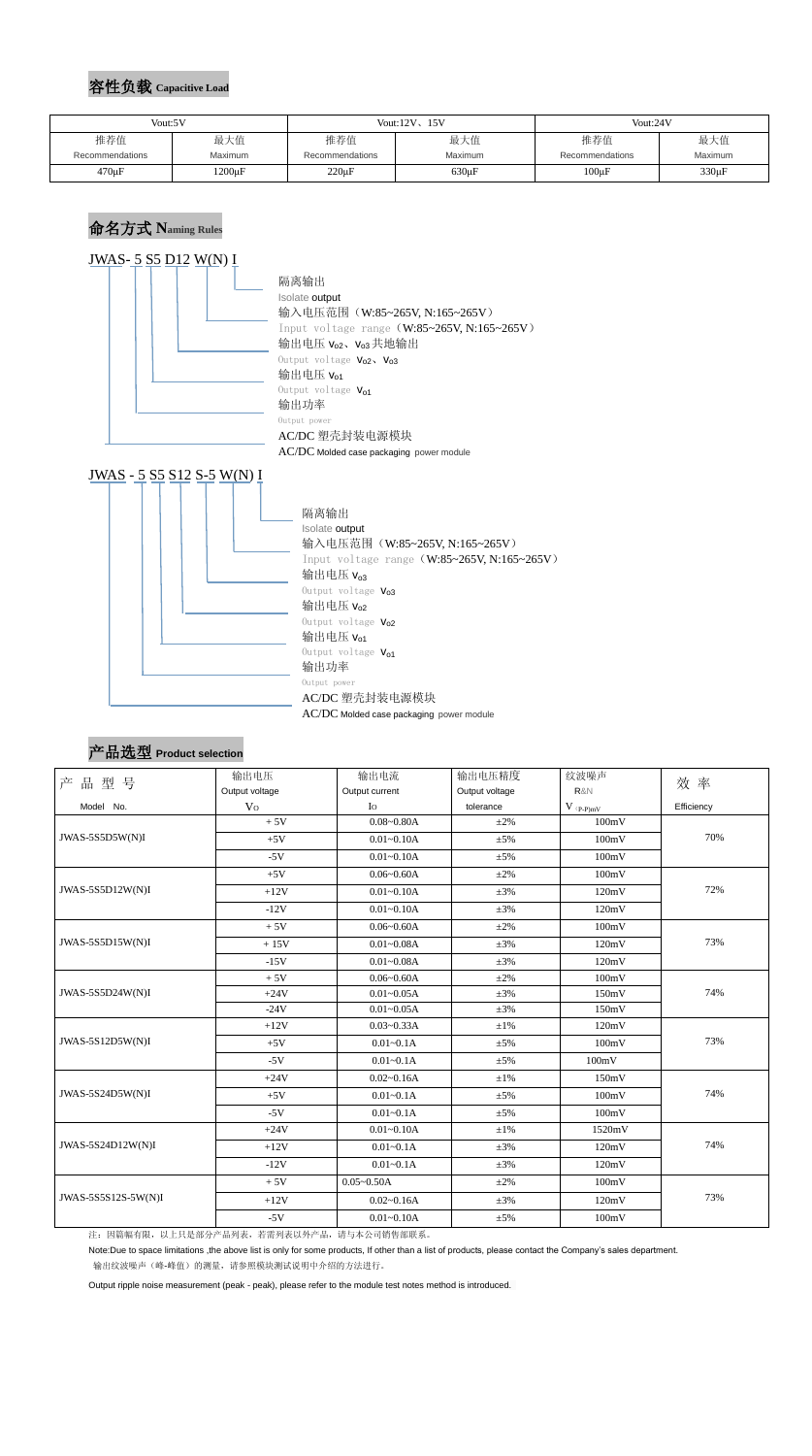## 容性负载 Capacitive Load

| Vout:5V | | Vout:12V、15V | | Vout:24V | |
|---|---|---|---|---|---|
| 推荐值 Recommendations | 最大值 Maximum | 推荐值 Recommendations | 最大值 Maximum | 推荐值 Recommendations | 最大值 Maximum |
| 470μF | 1200μF | 220μF | 630μF | 100μF | 330μF |

## 命名方式 Naming Rules

JWAS- 5 S5 D12 W(N) I

- 隔离输出 Isolate output
- 输入电压范围（W:85~265V, N:165~265V） Input voltage range（W:85~265V, N:165~265V）
- 输出电压 $V_{o2}$、$V_{o3}$ 共地输出 Output voltage $V_{o2}$、$V_{o3}$
- 输出电压 $V_{o1}$ Output voltage $V_{o1}$
- 输出功率 Output power
- AC/DC 塑壳封装电源模块 AC/DC Molded case packaging power module

JWAS - 5 S5 S12 S-5 W(N) I

- 隔离输出 Isolate output
- 输入电压范围（W:85~265V, N:165~265V） Input voltage range（W:85~265V, N:165~265V）
- 输出电压 $V_{o3}$ Output voltage $V_{o3}$
- 输出电压 $V_{o2}$ Output voltage $V_{o2}$
- 输出电压 $V_{o1}$ Output voltage $V_{o1}$
- 输出功率 Output power
- AC/DC 塑壳封装电源模块 AC/DC Molded case packaging power module

## 产品选型 Product selection

| 产品型号 Model No. | 输出电压 Output voltage $V_O$ | 输出电流 Output current $I_O$ | 输出电压精度 Output voltage tolerance | 纹波噪声 R&N $V_{(P-P)mV}$ | 效率 Efficiency |
|---|---|---|---|---|---|
| JWAS-5S5D5W(N)I | + 5V | 0.08~0.80A | ±2% | 100mV | 70% |
| | +5V | 0.01~0.10A | ±5% | 100mV | |
| | -5V | 0.01~0.10A | ±5% | 100mV | |
| JWAS-5S5D12W(N)I | +5V | 0.06~0.60A | ±2% | 100mV | 72% |
| | +12V | 0.01~0.10A | ±3% | 120mV | |
| | -12V | 0.01~0.10A | ±3% | 120mV | |
| JWAS-5S5D15W(N)I | + 5V | 0.06~0.60A | ±2% | 100mV | 73% |
| | + 15V | 0.01~0.08A | ±3% | 120mV | |
| | -15V | 0.01~0.08A | ±3% | 120mV | |
| JWAS-5S5D24W(N)I | + 5V | 0.06~0.60A | ±2% | 100mV | 74% |
| | +24V | 0.01~0.05A | ±3% | 150mV | |
| | -24V | 0.01~0.05A | ±3% | 150mV | |
| JWAS-5S12D5W(N)I | +12V | 0.03~0.33A | ±1% | 120mV | 73% |
| | +5V | 0.01~0.1A | ±5% | 100mV | |
| | -5V | 0.01~0.1A | ±5% | 100mV | |
| JWAS-5S24D5W(N)I | +24V | 0.02~0.16A | ±1% | 150mV | 74% |
| | +5V | 0.01~0.1A | ±5% | 100mV | |
| | -5V | 0.01~0.1A | ±5% | 100mV | |
| JWAS-5S24D12W(N)I | +24V | 0.01~0.10A | ±1% | 1520mV | 74% |
| | +12V | 0.01~0.1A | ±3% | 120mV | |
| | -12V | 0.01~0.1A | ±3% | 120mV | |
| JWAS-5S5S12S-5W(N)I | + 5V | 0.05~0.50A | ±2% | 100mV | 73% |
| | +12V | 0.02~0.16A | ±3% | 120mV | |
| | -5V | 0.01~0.10A | ±5% | 100mV | |

注：因篇幅有限，以上只是部分产品列表，若需列表以外产品，请与本公司销售部联系。

Note:Due to space limitations ,the above list is only for some products, If other than a list of products, please contact the Company's sales department.

输出纹波噪声（峰-峰值）的测量，请参照模块测试说明中介绍的方法进行。

Output ripple noise measurement (peak - peak), please refer to the module test notes method is introduced.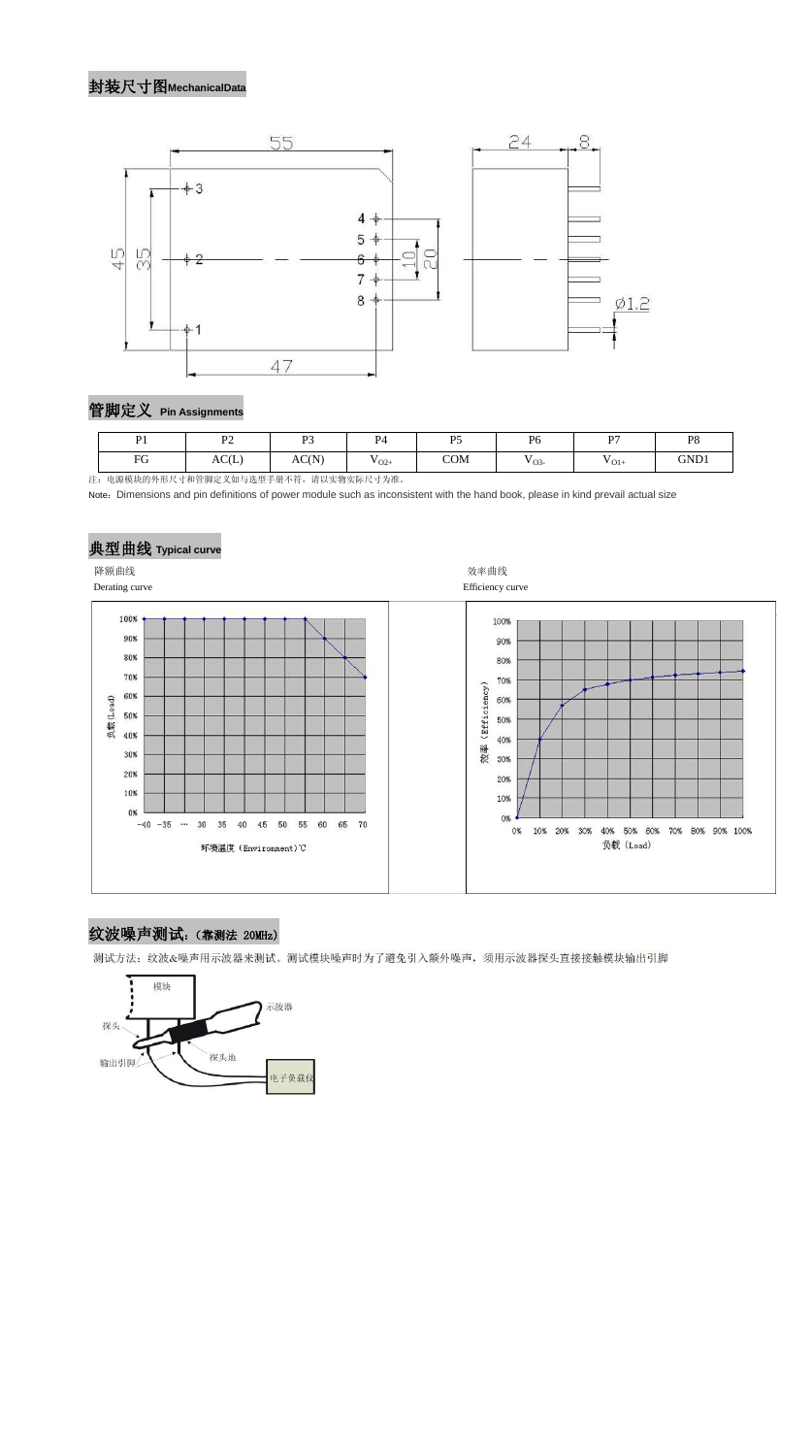## 封装尺寸图MechanicalData

55
24
8
3
4
5
6
7
8
2
1
45
35
10
20
47
Ø1.2

## 管脚定义 Pin Assignments

| P1 | P2 | P3 | P4 | P5 | P6 | P7 | P8 |
|---|---|---|---|---|---|---|---|
| FG | AC(L) | AC(N) | $V_{O2+}$ | COM | $V_{O3-}$ | $V_{O1+}$ | GND1 |

注：电源模块的外形尺寸和管脚定义如与选型手册不符，请以实物实际尺寸为准。

Note：Dimensions and pin definitions of power module such as inconsistent with the hand book, please in kind prevail actual size

## 典型曲线 Typical curve

降额曲线

Derating curve

100%
90%
80%
70%
60%
50%
40%
30%
20%
10%
0%
负载(Load)
-40 -35 ··· 30 35 40 45 50 55 60 65 70
环境温度(Environment)℃

效率曲线

Efficiency curve

100%
90%
80%
70%
60%
50%
40%
30%
20%
10%
0%
效率(Efficiency)
0% 10% 20% 30% 40% 50% 60% 70% 80% 90% 100%
负载(Load)

## 纹波噪声测试:(靠测法 20MHz)

测试方法：纹波&噪声用示波器来测试。测试模块噪声时为了避免引入额外噪声，须用示波器探头直接接触模块输出引脚

模块
示波器
探头
探头地
输出引脚
电子负载仪